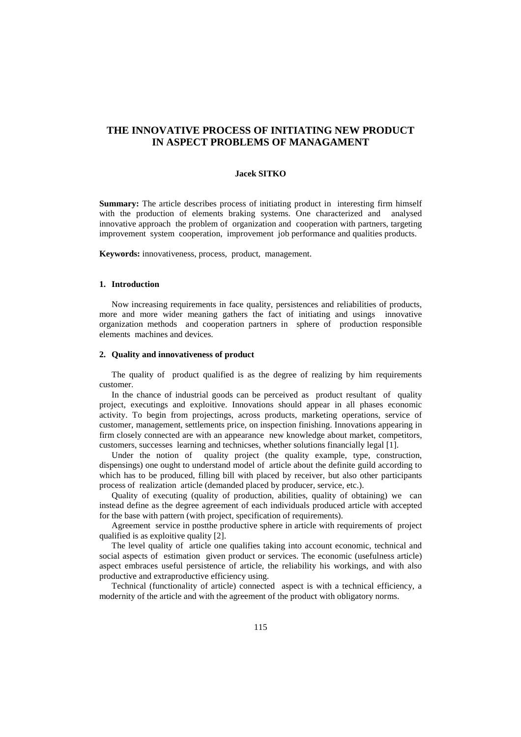# THE INNOVATIVE PROCESS OF INITIATING NEW PRODUCT IN ASPECT PROBLEMS OF MANAGAMENT

**Jacek SITKO**

**Summary:** The article describes process of initiating product in interesting firm himself with the production of elements braking systems. One characterized and analysed innovative approach the problem of organization and cooperation with partners, targeting improvement system cooperation, improvement job performance and qualities products.

**Keywords:** innovativeness, process, product, management.

## 1. Introduction

Now increasing requirements in face quality, persistences and reliabilities of products, more and more wider meaning gathers the fact of initiating and usings innovative organization methods and cooperation partners in sphere of production responsible elements machines and devices.

## 2. Quality and innovativeness of product

The quality of product qualified is as the degree of realizing by him requirements customer.

In the chance of industrial goods can be perceived as product resultant of quality project, executings and exploitive. Innovations should appear in all phases economic activity. To begin from projectings, across products, marketing operations, service of customer, management, settlements price, on inspection finishing. Innovations appearing in firm closely connected are with an appearance new knowledge about market, competitors, customers, successes learning and technicses, whether solutions financially legal [1].

Under the notion of quality project (the quality example, type, construction, dispensings) one ought to understand model of article about the definite guild according to which has to be produced, filling bill with placed by receiver, but also other participants process of realization article (demanded placed by producer, service, etc.).

Quality of executing (quality of production, abilities, quality of obtaining) we can instead define as the degree agreement of each individuals produced article with accepted for the base with pattern (with project, specification of requirements).

Agreement service in postthe productive sphere in article with requirements of project qualified is as exploitive quality [2].

The level quality of article one qualifies taking into account economic, technical and social aspects of estimation given product or services. The economic (usefulness article) aspect embraces useful persistence of article, the reliability his workings, and with also productive and extraproductive efficiency using.

Technical (functionality of article) connected aspect is with a technical efficiency, a modernity of the article and with the agreement of the product with obligatory norms.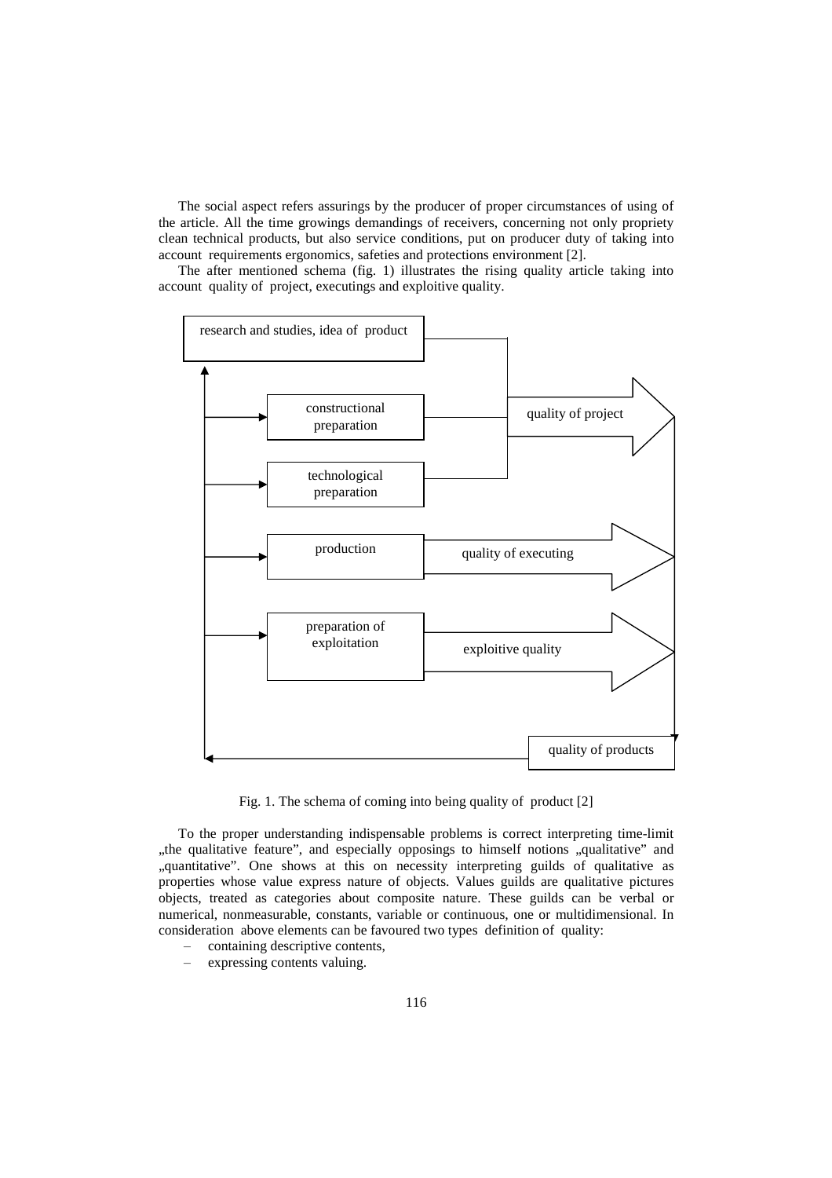The social aspect refers assurings by the producer of proper circumstances of using of the article. All the time growings demandings of receivers, concerning not only propriety clean technical products, but also service conditions, put on producer duty of taking into account requirements ergonomics, safeties and protections environment [2].

The after mentioned schema (fig. 1) illustrates the rising quality article taking into account quality of project, executings and exploitive quality.

research and studies, idea of product

constructional preparation

technological preparation

quality of project

production

quality of executing

preparation of exploitation

exploitive quality

quality of products

Fig. 1. The schema of coming into being quality of product [2]

To the proper understanding indispensable problems is correct interpreting time-limit „the qualitative feature", and especially opposings to himself notions „qualitative" and „quantitative". One shows at this on necessity interpreting guilds of qualitative as properties whose value express nature of objects. Values guilds are qualitative pictures objects, treated as categories about composite nature. These guilds can be verbal or numerical, nonmeasurable, constants, variable or continuous, one or multidimensional. In consideration above elements can be favoured two types definition of quality:

- containing descriptive contents,
- expressing contents valuing.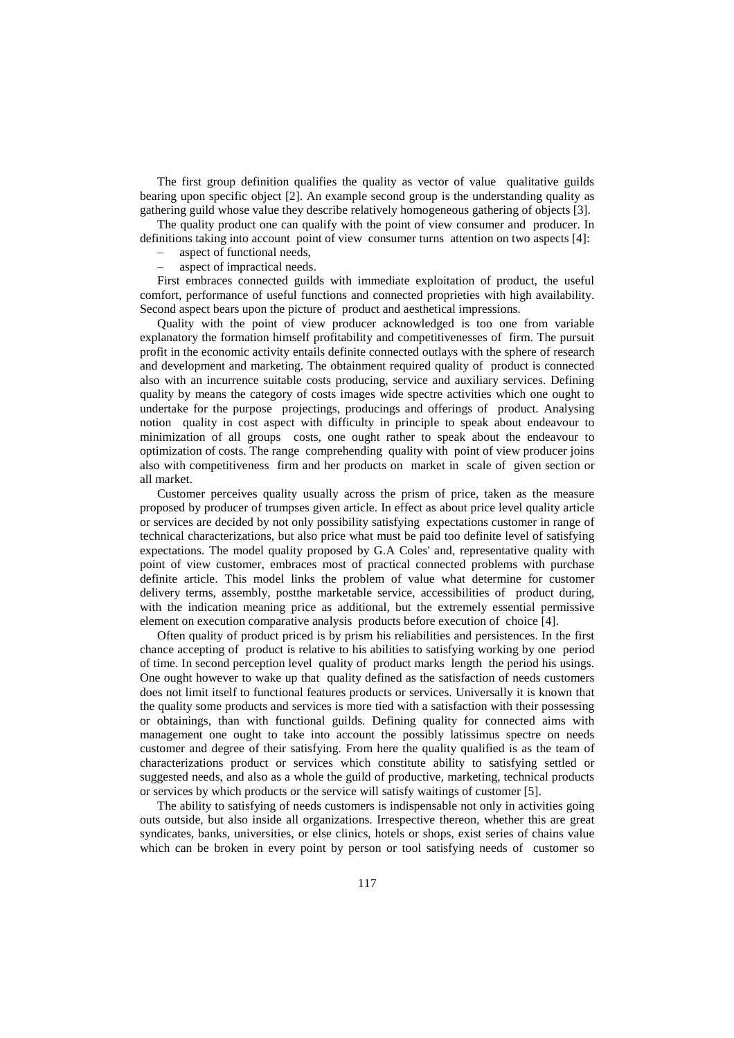The first group definition qualifies the quality as vector of value qualitative guilds bearing upon specific object [2]. An example second group is the understanding quality as gathering guild whose value they describe relatively homogeneous gathering of objects [3].

The quality product one can qualify with the point of view consumer and producer. In definitions taking into account point of view consumer turns attention on two aspects [4]:

– aspect of functional needs,
– aspect of impractical needs.

First embraces connected guilds with immediate exploitation of product, the useful comfort, performance of useful functions and connected proprieties with high availability. Second aspect bears upon the picture of product and aesthetical impressions.

Quality with the point of view producer acknowledged is too one from variable explanatory the formation himself profitability and competitivenesses of firm. The pursuit profit in the economic activity entails definite connected outlays with the sphere of research and development and marketing. The obtainment required quality of product is connected also with an incurrence suitable costs producing, service and auxiliary services. Defining quality by means the category of costs images wide spectre activities which one ought to undertake for the purpose projectings, producings and offerings of product. Analysing notion quality in cost aspect with difficulty in principle to speak about endeavour to minimization of all groups costs, one ought rather to speak about the endeavour to optimization of costs. The range comprehending quality with point of view producer joins also with competitiveness firm and her products on market in scale of given section or all market.

Customer perceives quality usually across the prism of price, taken as the measure proposed by producer of trumpses given article. In effect as about price level quality article or services are decided by not only possibility satisfying expectations customer in range of technical characterizations, but also price what must be paid too definite level of satisfying expectations. The model quality proposed by G.A Coles' and, representative quality with point of view customer, embraces most of practical connected problems with purchase definite article. This model links the problem of value what determine for customer delivery terms, assembly, postthe marketable service, accessibilities of product during, with the indication meaning price as additional, but the extremely essential permissive element on execution comparative analysis products before execution of choice [4].

Often quality of product priced is by prism his reliabilities and persistences. In the first chance accepting of product is relative to his abilities to satisfying working by one period of time. In second perception level quality of product marks length the period his usings. One ought however to wake up that quality defined as the satisfaction of needs customers does not limit itself to functional features products or services. Universally it is known that the quality some products and services is more tied with a satisfaction with their possessing or obtainings, than with functional guilds. Defining quality for connected aims with management one ought to take into account the possibly latissimus spectre on needs customer and degree of their satisfying. From here the quality qualified is as the team of characterizations product or services which constitute ability to satisfying settled or suggested needs, and also as a whole the guild of productive, marketing, technical products or services by which products or the service will satisfy waitings of customer [5].

The ability to satisfying of needs customers is indispensable not only in activities going outs outside, but also inside all organizations. Irrespective thereon, whether this are great syndicates, banks, universities, or else clinics, hotels or shops, exist series of chains value which can be broken in every point by person or tool satisfying needs of customer so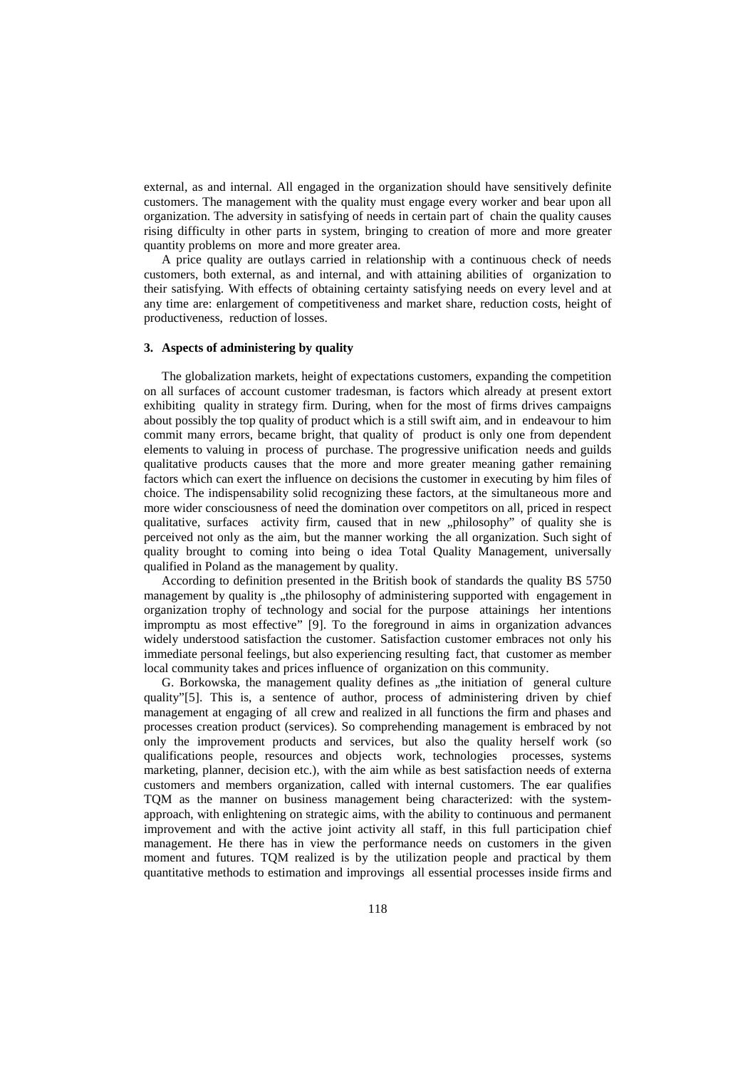external, as and internal. All engaged in the organization should have sensitively definite customers. The management with the quality must engage every worker and bear upon all organization. The adversity in satisfying of needs in certain part of chain the quality causes rising difficulty in other parts in system, bringing to creation of more and more greater quantity problems on more and more greater area.

A price quality are outlays carried in relationship with a continuous check of needs customers, both external, as and internal, and with attaining abilities of organization to their satisfying. With effects of obtaining certainty satisfying needs on every level and at any time are: enlargement of competitiveness and market share, reduction costs, height of productiveness, reduction of losses.

### 3. Aspects of administering by quality

The globalization markets, height of expectations customers, expanding the competition on all surfaces of account customer tradesman, is factors which already at present extort exhibiting quality in strategy firm. During, when for the most of firms drives campaigns about possibly the top quality of product which is a still swift aim, and in endeavour to him commit many errors, became bright, that quality of product is only one from dependent elements to valuing in process of purchase. The progressive unification needs and guilds qualitative products causes that the more and more greater meaning gather remaining factors which can exert the influence on decisions the customer in executing by him files of choice. The indispensability solid recognizing these factors, at the simultaneous more and more wider consciousness of need the domination over competitors on all, priced in respect qualitative, surfaces activity firm, caused that in new „philosophy" of quality she is perceived not only as the aim, but the manner working the all organization. Such sight of quality brought to coming into being o idea Total Quality Management, universally qualified in Poland as the management by quality.

According to definition presented in the British book of standards the quality BS 5750 management by quality is „the philosophy of administering supported with engagement in organization trophy of technology and social for the purpose attainings her intentions impromptu as most effective" [9]. To the foreground in aims in organization advances widely understood satisfaction the customer. Satisfaction customer embraces not only his immediate personal feelings, but also experiencing resulting fact, that customer as member local community takes and prices influence of organization on this community.

G. Borkowska, the management quality defines as „the initiation of general culture quality"[5]. This is, a sentence of author, process of administering driven by chief management at engaging of all crew and realized in all functions the firm and phases and processes creation product (services). So comprehending management is embraced by not only the improvement products and services, but also the quality herself work (so qualifications people, resources and objects work, technologies processes, systems marketing, planner, decision etc.), with the aim while as best satisfaction needs of externa customers and members organization, called with internal customers. The ear qualifies TQM as the manner on business management being characterized: with the system-approach, with enlightening on strategic aims, with the ability to continuous and permanent improvement and with the active joint activity all staff, in this full participation chief management. He there has in view the performance needs on customers in the given moment and futures. TQM realized is by the utilization people and practical by them quantitative methods to estimation and improvings all essential processes inside firms and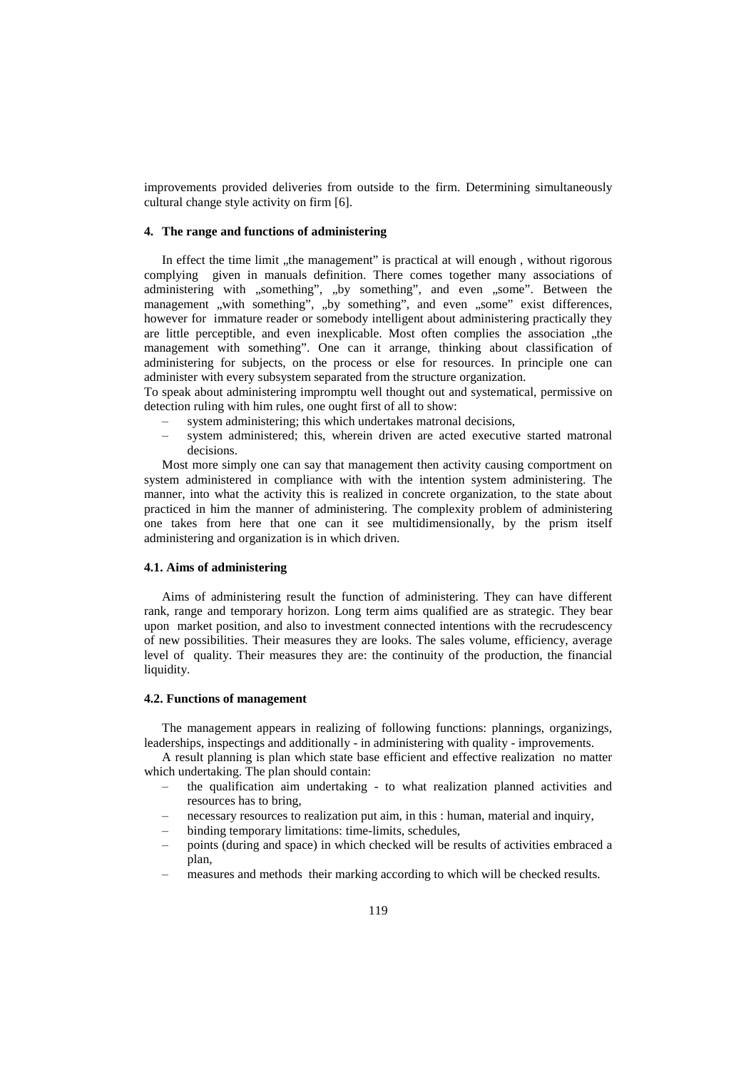improvements provided deliveries from outside to the firm. Determining simultaneously cultural change style activity on firm [6].

## 4. The range and functions of administering

In effect the time limit „the management" is practical at will enough , without rigorous complying given in manuals definition. There comes together many associations of administering with „something", „by something", and even „some". Between the management „with something", „by something", and even „some" exist differences, however for immature reader or somebody intelligent about administering practically they are little perceptible, and even inexplicable. Most often complies the association „the management with something". One can it arrange, thinking about classification of administering for subjects, on the process or else for resources. In principle one can administer with every subsystem separated from the structure organization.

To speak about administering impromptu well thought out and systematical, permissive on detection ruling with him rules, one ought first of all to show:

- system administering; this which undertakes matronal decisions,
- system administered; this, wherein driven are acted executive started matronal decisions.

Most more simply one can say that management then activity causing comportment on system administered in compliance with with the intention system administering. The manner, into what the activity this is realized in concrete organization, to the state about practiced in him the manner of administering. The complexity problem of administering one takes from here that one can it see multidimensionally, by the prism itself administering and organization is in which driven.

### 4.1. Aims of administering

Aims of administering result the function of administering. They can have different rank, range and temporary horizon. Long term aims qualified are as strategic. They bear upon market position, and also to investment connected intentions with the recrudescency of new possibilities. Their measures they are looks. The sales volume, efficiency, average level of quality. Their measures they are: the continuity of the production, the financial liquidity.

### 4.2. Functions of management

The management appears in realizing of following functions: plannings, organizings, leaderships, inspectings and additionally - in administering with quality - improvements.

A result planning is plan which state base efficient and effective realization no matter which undertaking. The plan should contain:

- the qualification aim undertaking - to what realization planned activities and resources has to bring,
- necessary resources to realization put aim, in this : human, material and inquiry,
- binding temporary limitations: time-limits, schedules,
- points (during and space) in which checked will be results of activities embraced a plan,
- measures and methods their marking according to which will be checked results.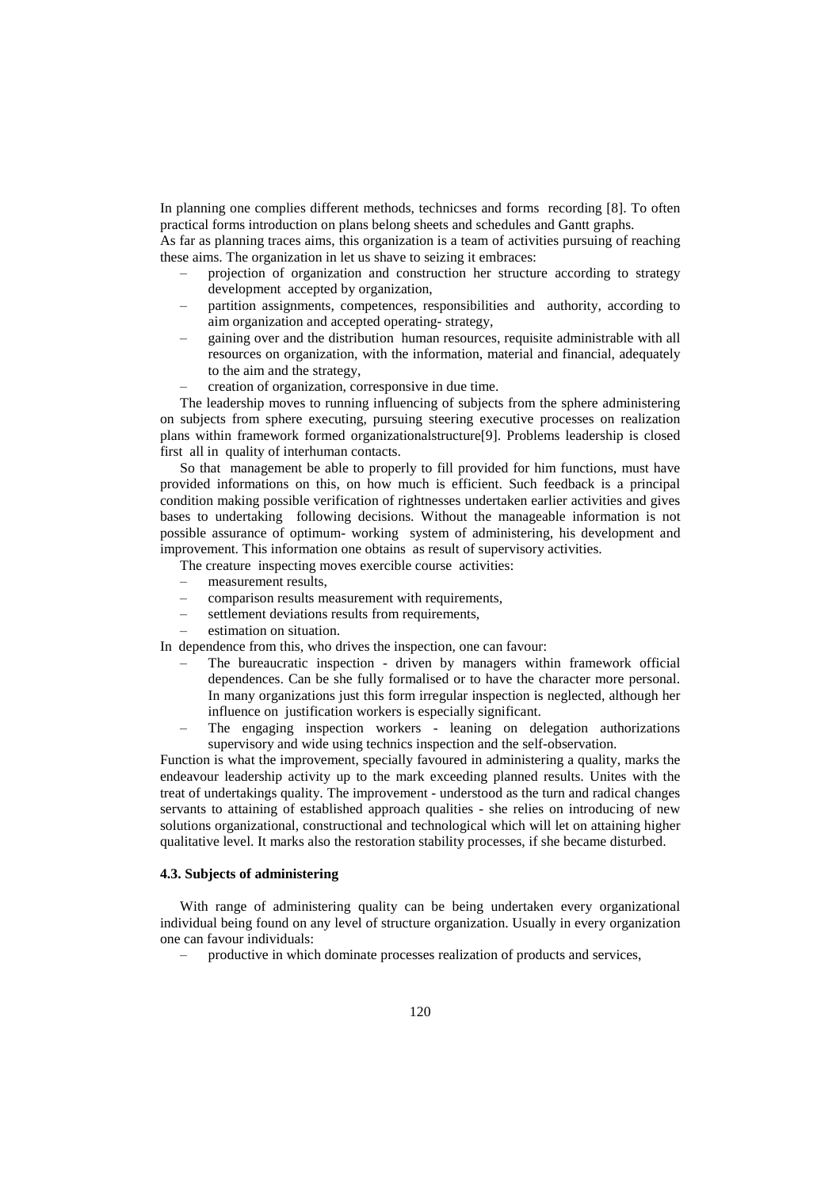In planning one complies different methods, technicses and forms recording [8]. To often practical forms introduction on plans belong sheets and schedules and Gantt graphs.

As far as planning traces aims, this organization is a team of activities pursuing of reaching these aims. The organization in let us shave to seizing it embraces:

- projection of organization and construction her structure according to strategy development accepted by organization,
- partition assignments, competences, responsibilities and authority, according to aim organization and accepted operating- strategy,
- gaining over and the distribution human resources, requisite administrable with all resources on organization, with the information, material and financial, adequately to the aim and the strategy,
- creation of organization, corresponsive in due time.

The leadership moves to running influencing of subjects from the sphere administering on subjects from sphere executing, pursuing steering executive processes on realization plans within framework formed organizationalstructure[9]. Problems leadership is closed first all in quality of interhuman contacts.

So that management be able to properly to fill provided for him functions, must have provided informations on this, on how much is efficient. Such feedback is a principal condition making possible verification of rightnesses undertaken earlier activities and gives bases to undertaking following decisions. Without the manageable information is not possible assurance of optimum- working system of administering, his development and improvement. This information one obtains as result of supervisory activities.

The creature inspecting moves exercible course activities:

- measurement results,
- comparison results measurement with requirements,
- settlement deviations results from requirements,
- estimation on situation.

In dependence from this, who drives the inspection, one can favour:

- The bureaucratic inspection - driven by managers within framework official dependences. Can be she fully formalised or to have the character more personal. In many organizations just this form irregular inspection is neglected, although her influence on justification workers is especially significant.
- The engaging inspection workers - leaning on delegation authorizations supervisory and wide using technics inspection and the self-observation.

Function is what the improvement, specially favoured in administering a quality, marks the endeavour leadership activity up to the mark exceeding planned results. Unites with the treat of undertakings quality. The improvement - understood as the turn and radical changes servants to attaining of established approach qualities - she relies on introducing of new solutions organizational, constructional and technological which will let on attaining higher qualitative level. It marks also the restoration stability processes, if she became disturbed.

### 4.3. Subjects of administering

With range of administering quality can be being undertaken every organizational individual being found on any level of structure organization. Usually in every organization one can favour individuals:

- productive in which dominate processes realization of products and services,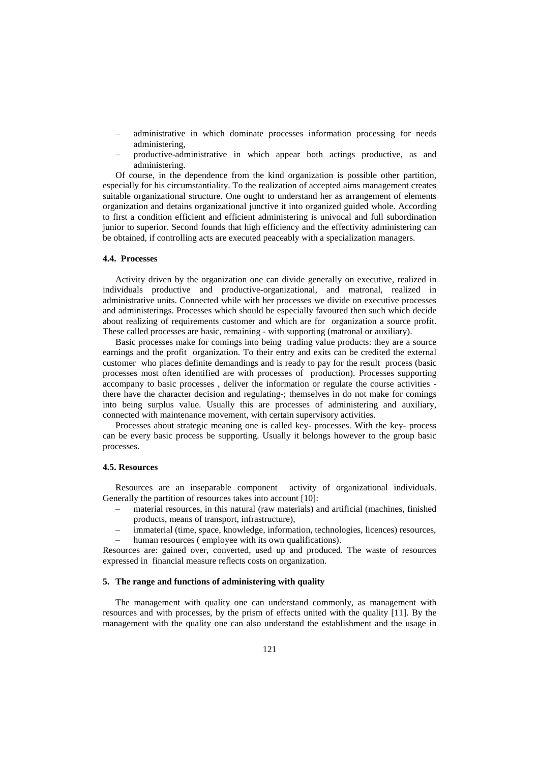- administrative in which dominate processes information processing for needs administering,
- productive-administrative in which appear both actings productive, as and administering.

Of course, in the dependence from the kind organization is possible other partition, especially for his circumstantiality. To the realization of accepted aims management creates suitable organizational structure. One ought to understand her as arrangement of elements organization and detains organizational junctive it into organized guided whole. According to first a condition efficient and efficient administering is univocal and full subordination junior to superior. Second founds that high efficiency and the effectivity administering can be obtained, if controlling acts are executed peaceably with a specialization managers.

### 4.4. Processes

Activity driven by the organization one can divide generally on executive, realized in individuals productive and productive-organizational, and matronal, realized in administrative units. Connected while with her processes we divide on executive processes and administerings. Processes which should be especially favoured then such which decide about realizing of requirements customer and which are for organization a source profit. These called processes are basic, remaining - with supporting (matronal or auxiliary).

Basic processes make for comings into being trading value products: they are a source earnings and the profit organization. To their entry and exits can be credited the external customer who places definite demandings and is ready to pay for the result process (basic processes most often identified are with processes of production). Processes supporting accompany to basic processes , deliver the information or regulate the course activities - there have the character decision and regulating-; themselves in do not make for comings into being surplus value. Usually this are processes of administering and auxiliary, connected with maintenance movement, with certain supervisory activities.

Processes about strategic meaning one is called key- processes. With the key- process can be every basic process be supporting. Usually it belongs however to the group basic processes.

### 4.5. Resources

Resources are an inseparable component activity of organizational individuals. Generally the partition of resources takes into account [10]:

- material resources, in this natural (raw materials) and artificial (machines, finished products, means of transport, infrastructure),
- immaterial (time, space, knowledge, information, technologies, licences) resources,
- human resources ( employee with its own qualifications).

Resources are: gained over, converted, used up and produced. The waste of resources expressed in financial measure reflects costs on organization.

## 5. The range and functions of administering with quality

The management with quality one can understand commonly, as management with resources and with processes, by the prism of effects united with the quality [11]. By the management with the quality one can also understand the establishment and the usage in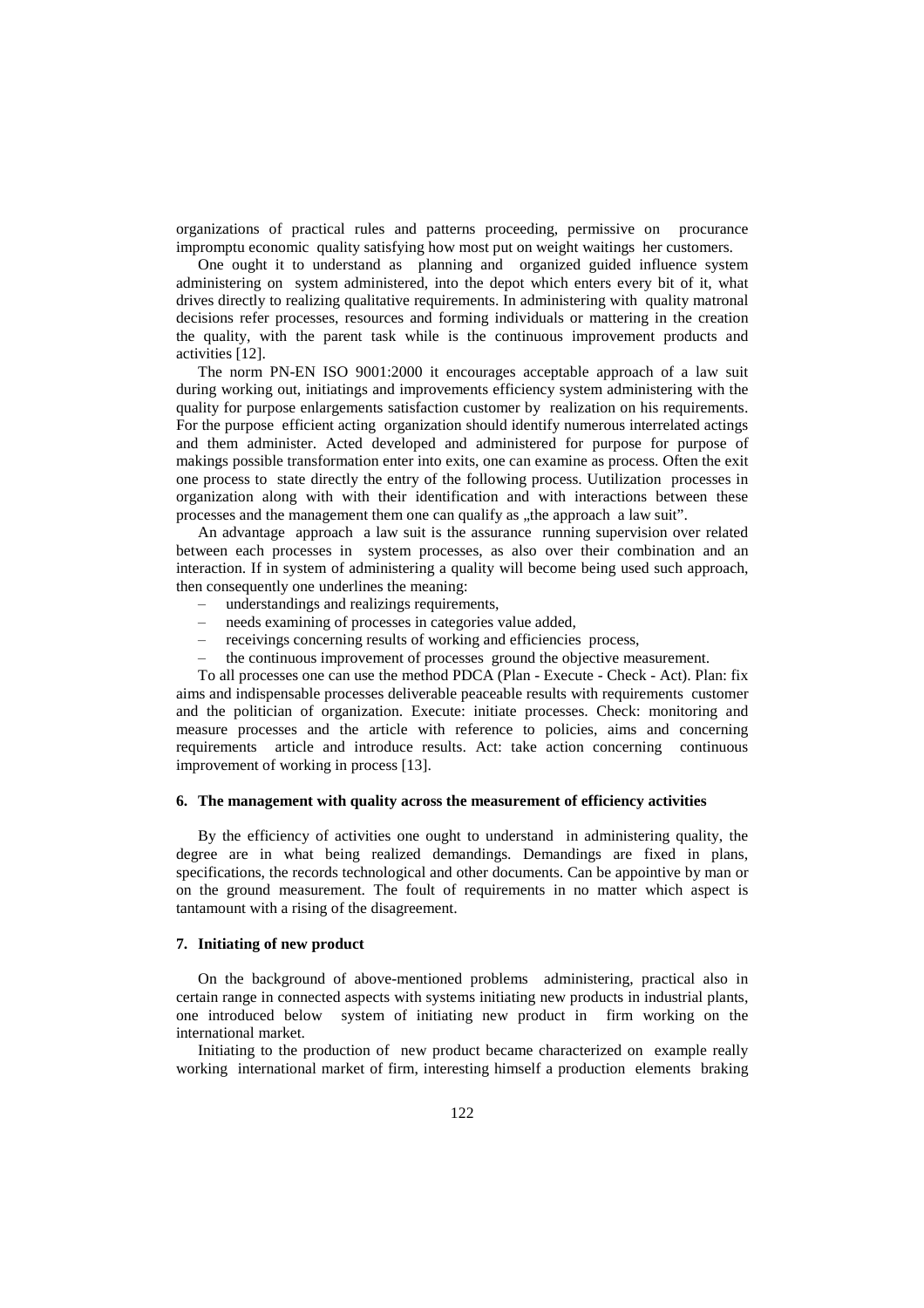organizations of practical rules and patterns proceeding, permissive on procurance impromptu economic quality satisfying how most put on weight waitings her customers.

One ought it to understand as planning and organized guided influence system administering on system administered, into the depot which enters every bit of it, what drives directly to realizing qualitative requirements. In administering with quality matronal decisions refer processes, resources and forming individuals or mattering in the creation the quality, with the parent task while is the continuous improvement products and activities [12].

The norm PN-EN ISO 9001:2000 it encourages acceptable approach of a law suit during working out, initiatings and improvements efficiency system administering with the quality for purpose enlargements satisfaction customer by realization on his requirements. For the purpose efficient acting organization should identify numerous interrelated actings and them administer. Acted developed and administered for purpose for purpose of makings possible transformation enter into exits, one can examine as process. Often the exit one process to state directly the entry of the following process. Uutilization processes in organization along with with their identification and with interactions between these processes and the management them one can qualify as „the approach a law suit".

An advantage approach a law suit is the assurance running supervision over related between each processes in system processes, as also over their combination and an interaction. If in system of administering a quality will become being used such approach, then consequently one underlines the meaning:

- understandings and realizings requirements,
- needs examining of processes in categories value added,
- receivings concerning results of working and efficiencies process,
- the continuous improvement of processes ground the objective measurement.

To all processes one can use the method PDCA (Plan - Execute - Check - Act). Plan: fix aims and indispensable processes deliverable peaceable results with requirements customer and the politician of organization. Execute: initiate processes. Check: monitoring and measure processes and the article with reference to policies, aims and concerning requirements article and introduce results. Act: take action concerning continuous improvement of working in process [13].

## 6. The management with quality across the measurement of efficiency activities

By the efficiency of activities one ought to understand in administering quality, the degree are in what being realized demandings. Demandings are fixed in plans, specifications, the records technological and other documents. Can be appointive by man or on the ground measurement. The foult of requirements in no matter which aspect is tantamount with a rising of the disagreement.

## 7. Initiating of new product

On the background of above-mentioned problems administering, practical also in certain range in connected aspects with systems initiating new products in industrial plants, one introduced below system of initiating new product in firm working on the international market.

Initiating to the production of new product became characterized on example really working international market of firm, interesting himself a production elements braking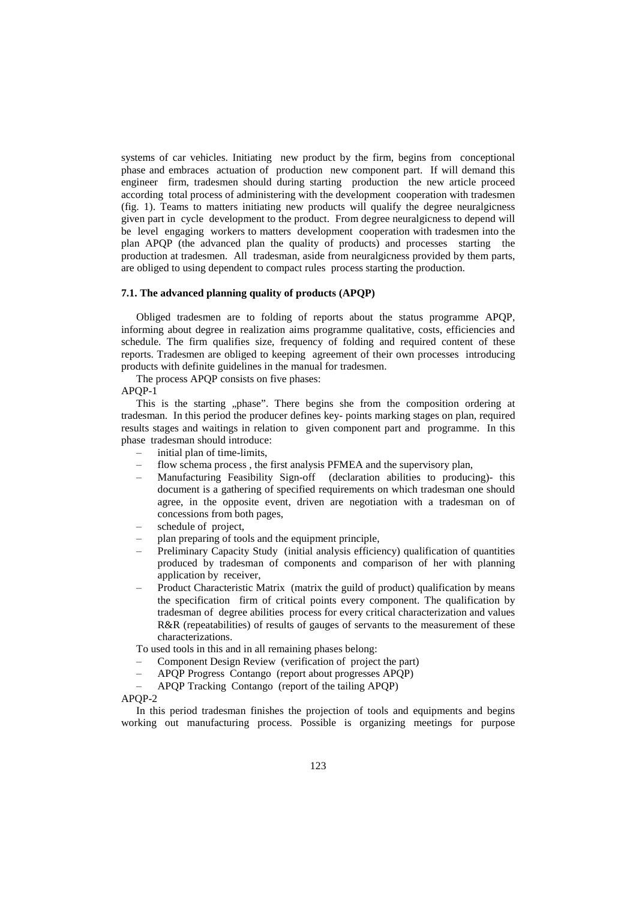systems of car vehicles. Initiating new product by the firm, begins from conceptional phase and embraces actuation of production new component part. If will demand this engineer firm, tradesmen should during starting production the new article proceed according total process of administering with the development cooperation with tradesmen (fig. 1). Teams to matters initiating new products will qualify the degree neuralgicness given part in cycle development to the product. From degree neuralgicness to depend will be level engaging workers to matters development cooperation with tradesmen into the plan APQP (the advanced plan the quality of products) and processes starting the production at tradesmen. All tradesman, aside from neuralgicness provided by them parts, are obliged to using dependent to compact rules process starting the production.

### 7.1. The advanced planning quality of products (APQP)

Obliged tradesmen are to folding of reports about the status programme APQP, informing about degree in realization aims programme qualitative, costs, efficiencies and schedule. The firm qualifies size, frequency of folding and required content of these reports. Tradesmen are obliged to keeping agreement of their own processes introducing products with definite guidelines in the manual for tradesmen.

The process APQP consists on five phases:

APQP-1

This is the starting „phase". There begins she from the composition ordering at tradesman. In this period the producer defines key- points marking stages on plan, required results stages and waitings in relation to given component part and programme. In this phase tradesman should introduce:

- initial plan of time-limits,
- flow schema process , the first analysis PFMEA and the supervisory plan,
- Manufacturing Feasibility Sign-off (declaration abilities to producing)- this document is a gathering of specified requirements on which tradesman one should agree, in the opposite event, driven are negotiation with a tradesman on of concessions from both pages,
- schedule of project,
- plan preparing of tools and the equipment principle,
- Preliminary Capacity Study (initial analysis efficiency) qualification of quantities produced by tradesman of components and comparison of her with planning application by receiver,
- Product Characteristic Matrix (matrix the guild of product) qualification by means the specification firm of critical points every component. The qualification by tradesman of degree abilities process for every critical characterization and values R&R (repeatabilities) of results of gauges of servants to the measurement of these characterizations.

To used tools in this and in all remaining phases belong:

- Component Design Review (verification of project the part)
- APQP Progress Contango (report about progresses APQP)
- APQP Tracking Contango (report of the tailing APQP)

APQP-2

In this period tradesman finishes the projection of tools and equipments and begins working out manufacturing process. Possible is organizing meetings for purpose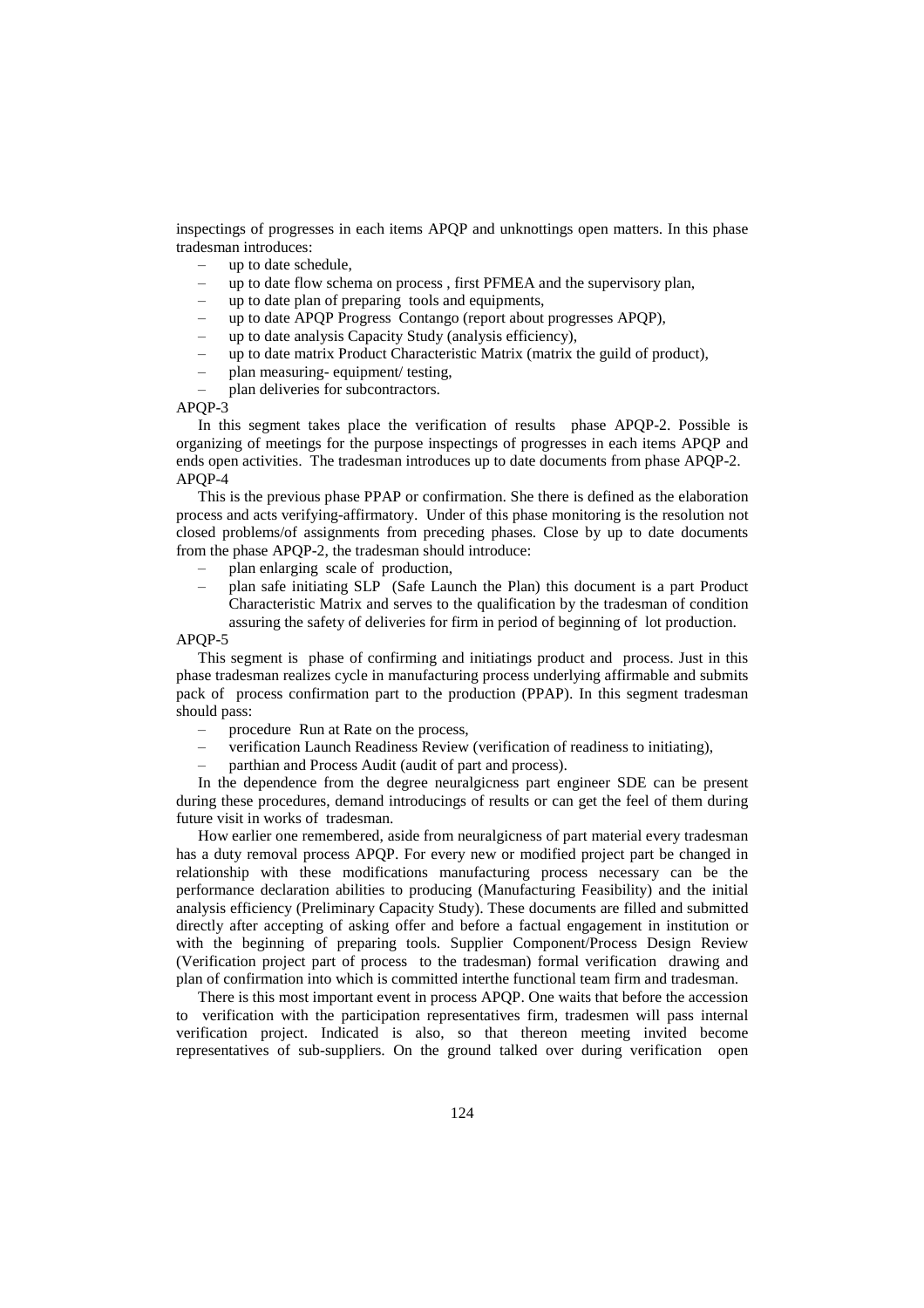inspectings of progresses in each items APQP and unknottings open matters. In this phase tradesman introduces:

- up to date schedule,
- up to date flow schema on process , first PFMEA and the supervisory plan,
- up to date plan of preparing tools and equipments,
- up to date APQP Progress Contango (report about progresses APQP),
- up to date analysis Capacity Study (analysis efficiency),
- up to date matrix Product Characteristic Matrix (matrix the guild of product),
- plan measuring- equipment/ testing,
- plan deliveries for subcontractors.

APQP-3

In this segment takes place the verification of results phase APQP-2. Possible is organizing of meetings for the purpose inspectings of progresses in each items APQP and ends open activities. The tradesman introduces up to date documents from phase APQP-2.

APQP-4

This is the previous phase PPAP or confirmation. She there is defined as the elaboration process and acts verifying-affirmatory. Under of this phase monitoring is the resolution not closed problems/of assignments from preceding phases. Close by up to date documents from the phase APQP-2, the tradesman should introduce:

- plan enlarging scale of production,
- plan safe initiating SLP (Safe Launch the Plan) this document is a part Product Characteristic Matrix and serves to the qualification by the tradesman of condition assuring the safety of deliveries for firm in period of beginning of lot production.

APQP-5

This segment is phase of confirming and initiatings product and process. Just in this phase tradesman realizes cycle in manufacturing process underlying affirmable and submits pack of process confirmation part to the production (PPAP). In this segment tradesman should pass:

- procedure Run at Rate on the process,
- verification Launch Readiness Review (verification of readiness to initiating),
- parthian and Process Audit (audit of part and process).

In the dependence from the degree neuralgicness part engineer SDE can be present during these procedures, demand introducings of results or can get the feel of them during future visit in works of tradesman.

How earlier one remembered, aside from neuralgicness of part material every tradesman has a duty removal process APQP. For every new or modified project part be changed in relationship with these modifications manufacturing process necessary can be the performance declaration abilities to producing (Manufacturing Feasibility) and the initial analysis efficiency (Preliminary Capacity Study). These documents are filled and submitted directly after accepting of asking offer and before a factual engagement in institution or with the beginning of preparing tools. Supplier Component/Process Design Review (Verification project part of process to the tradesman) formal verification drawing and plan of confirmation into which is committed interthe functional team firm and tradesman.

There is this most important event in process APQP. One waits that before the accession to verification with the participation representatives firm, tradesmen will pass internal verification project. Indicated is also, so that thereon meeting invited become representatives of sub-suppliers. On the ground talked over during verification open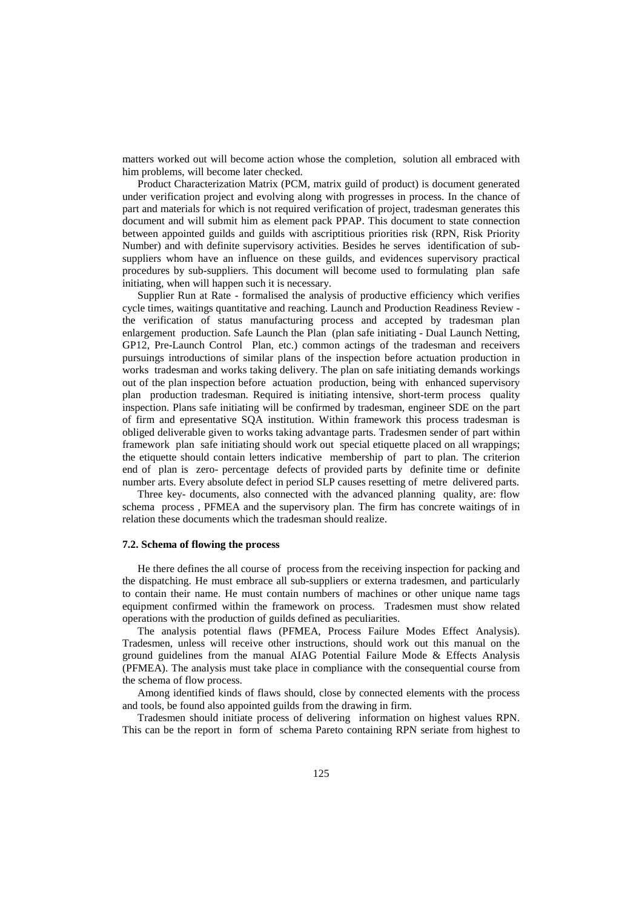matters worked out will become action whose the completion, solution all embraced with him problems, will become later checked.

Product Characterization Matrix (PCM, matrix guild of product) is document generated under verification project and evolving along with progresses in process. In the chance of part and materials for which is not required verification of project, tradesman generates this document and will submit him as element pack PPAP. This document to state connection between appointed guilds and guilds with ascriptitious priorities risk (RPN, Risk Priority Number) and with definite supervisory activities. Besides he serves identification of sub-suppliers whom have an influence on these guilds, and evidences supervisory practical procedures by sub-suppliers. This document will become used to formulating plan safe initiating, when will happen such it is necessary.

Supplier Run at Rate - formalised the analysis of productive efficiency which verifies cycle times, waitings quantitative and reaching. Launch and Production Readiness Review - the verification of status manufacturing process and accepted by tradesman plan enlargement production. Safe Launch the Plan (plan safe initiating - Dual Launch Netting, GP12, Pre-Launch Control Plan, etc.) common actings of the tradesman and receivers pursuings introductions of similar plans of the inspection before actuation production in works tradesman and works taking delivery. The plan on safe initiating demands workings out of the plan inspection before actuation production, being with enhanced supervisory plan production tradesman. Required is initiating intensive, short-term process quality inspection. Plans safe initiating will be confirmed by tradesman, engineer SDE on the part of firm and epresentative SQA institution. Within framework this process tradesman is obliged deliverable given to works taking advantage parts. Tradesmen sender of part within framework plan safe initiating should work out special etiquette placed on all wrappings; the etiquette should contain letters indicative membership of part to plan. The criterion end of plan is zero- percentage defects of provided parts by definite time or definite number arts. Every absolute defect in period SLP causes resetting of metre delivered parts.

Three key- documents, also connected with the advanced planning quality, are: flow schema process , PFMEA and the supervisory plan. The firm has concrete waitings of in relation these documents which the tradesman should realize.

### 7.2. Schema of flowing the process

He there defines the all course of process from the receiving inspection for packing and the dispatching. He must embrace all sub-suppliers or externa tradesmen, and particularly to contain their name. He must contain numbers of machines or other unique name tags equipment confirmed within the framework on process. Tradesmen must show related operations with the production of guilds defined as peculiarities.

The analysis potential flaws (PFMEA, Process Failure Modes Effect Analysis). Tradesmen, unless will receive other instructions, should work out this manual on the ground guidelines from the manual AIAG Potential Failure Mode & Effects Analysis (PFMEA). The analysis must take place in compliance with the consequential course from the schema of flow process.

Among identified kinds of flaws should, close by connected elements with the process and tools, be found also appointed guilds from the drawing in firm.

Tradesmen should initiate process of delivering information on highest values RPN. This can be the report in form of schema Pareto containing RPN seriate from highest to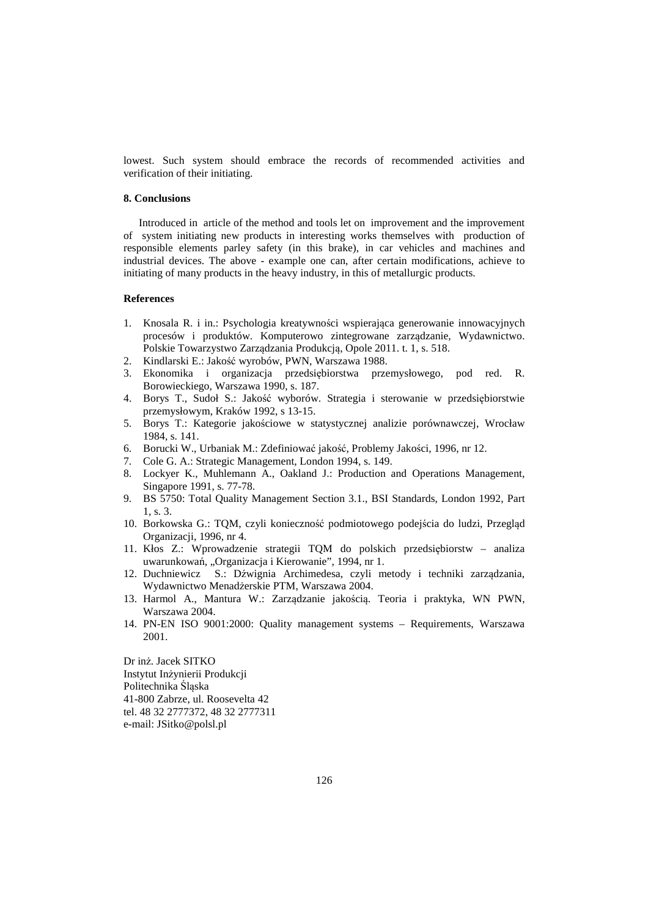lowest. Such system should embrace the records of recommended activities and verification of their initiating.

**8. Conclusions**

Introduced in article of the method and tools let on improvement and the improvement of system initiating new products in interesting works themselves with production of responsible elements parley safety (in this brake), in car vehicles and machines and industrial devices. The above - example one can, after certain modifications, achieve to initiating of many products in the heavy industry, in this of metallurgic products.

**References**

1. Knosala R. i in.: Psychologia kreatywności wspierająca generowanie innowacyjnych procesów i produktów. Komputerowo zintegrowane zarządzanie, Wydawnictwo. Polskie Towarzystwo Zarządzania Produkcją, Opole 2011. t. 1, s. 518.
2. Kindlarski E.: Jakość wyrobów, PWN, Warszawa 1988.
3. Ekonomika i organizacja przedsiębiorstwa przemysłowego, pod red. R. Borowieckiego, Warszawa 1990, s. 187.
4. Borys T., Sudoł S.: Jakość wyborów. Strategia i sterowanie w przedsiębiorstwie przemysłowym, Kraków 1992, s 13-15.
5. Borys T.: Kategorie jakościowe w statystycznej analizie porównawczej, Wrocław 1984, s. 141.
6. Borucki W., Urbaniak M.: Zdefiniować jakość, Problemy Jakości, 1996, nr 12.
7. Cole G. A.: Strategic Management, London 1994, s. 149.
8. Lockyer K., Muhlemann A., Oakland J.: Production and Operations Management, Singapore 1991, s. 77-78.
9. BS 5750: Total Quality Management Section 3.1., BSI Standards, London 1992, Part 1, s. 3.
10. Borkowska G.: TQM, czyli konieczność podmiotowego podejścia do ludzi, Przegląd Organizacji, 1996, nr 4.
11. Kłos Z.: Wprowadzenie strategii TQM do polskich przedsiębiorstw – analiza uwarunkowań, „Organizacja i Kierowanie", 1994, nr 1.
12. Duchniewicz S.: Dźwignia Archimedesa, czyli metody i techniki zarządzania, Wydawnictwo Menadżerskie PTM, Warszawa 2004.
13. Harmol A., Mantura W.: Zarządzanie jakością. Teoria i praktyka, WN PWN, Warszawa 2004.
14. PN-EN ISO 9001:2000: Quality management systems – Requirements, Warszawa 2001.

Dr inż. Jacek SITKO
Instytut Inżynierii Produkcji
Politechnika Śląska
41-800 Zabrze, ul. Roosevelta 42
tel. 48 32 2777372, 48 32 2777311
e-mail: JSitko@polsl.pl